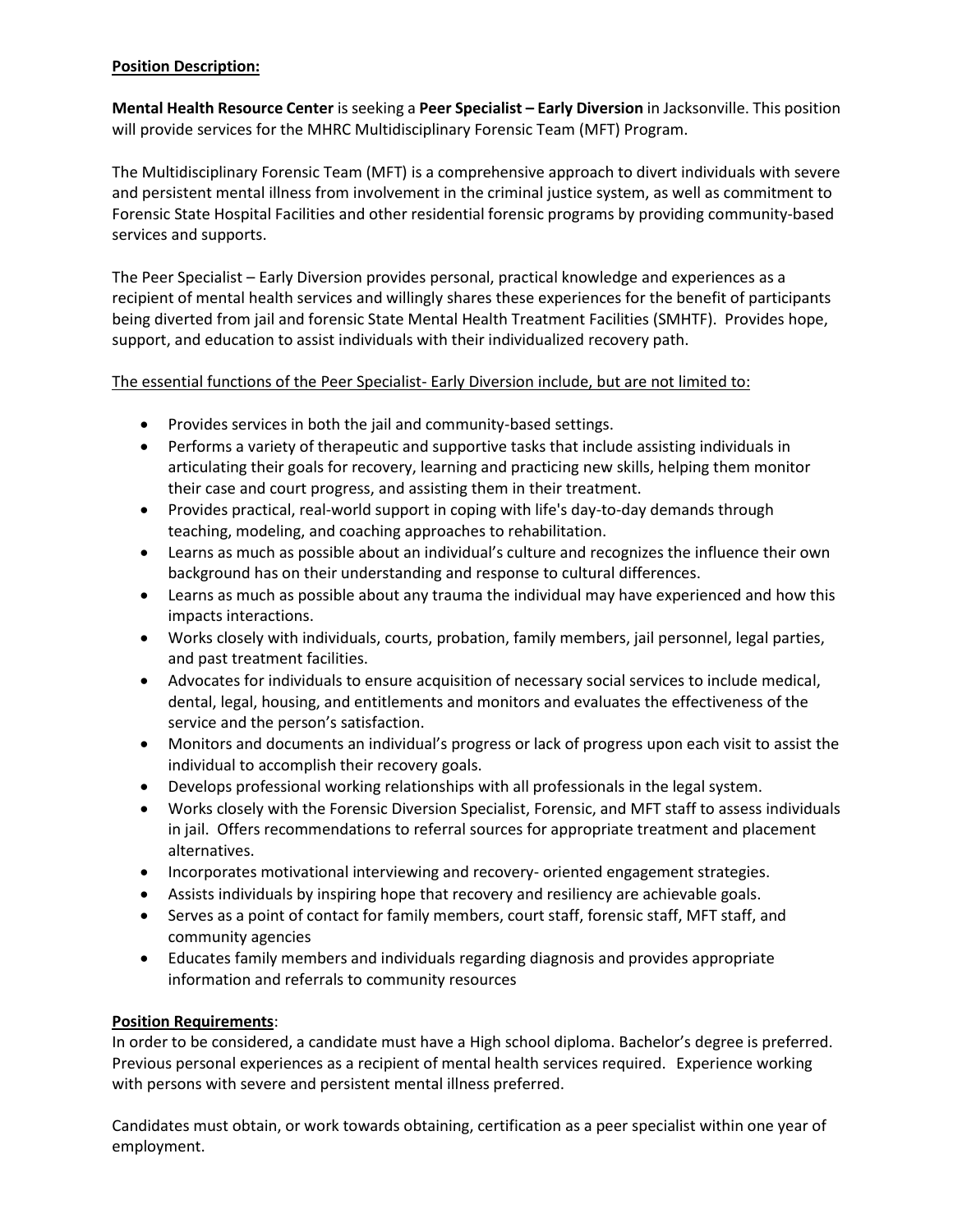**Position Description:**

**Mental Health Resource Center** is seeking a **Peer Specialist – Early Diversion** in Jacksonville. This position will provide services for the MHRC Multidisciplinary Forensic Team (MFT) Program.

The Multidisciplinary Forensic Team (MFT) is a comprehensive approach to divert individuals with severe and persistent mental illness from involvement in the criminal justice system, as well as commitment to Forensic State Hospital Facilities and other residential forensic programs by providing community-based services and supports.

The Peer Specialist – Early Diversion provides personal, practical knowledge and experiences as a recipient of mental health services and willingly shares these experiences for the benefit of participants being diverted from jail and forensic State Mental Health Treatment Facilities (SMHTF). Provides hope, support, and education to assist individuals with their individualized recovery path.

<u>The essential functions of the Peer Specialist- Early Diversion include, but are not limited to:</u>

- Provides services in both the jail and community-based settings.
- Performs a variety of therapeutic and supportive tasks that include assisting individuals in articulating their goals for recovery, learning and practicing new skills, helping them monitor their case and court progress, and assisting them in their treatment.
- Provides practical, real-world support in coping with life's day-to-day demands through teaching, modeling, and coaching approaches to rehabilitation.
- Learns as much as possible about an individual's culture and recognizes the influence their own background has on their understanding and response to cultural differences.
- Learns as much as possible about any trauma the individual may have experienced and how this impacts interactions.
- Works closely with individuals, courts, probation, family members, jail personnel, legal parties, and past treatment facilities.
- Advocates for individuals to ensure acquisition of necessary social services to include medical, dental, legal, housing, and entitlements and monitors and evaluates the effectiveness of the service and the person's satisfaction.
- Monitors and documents an individual's progress or lack of progress upon each visit to assist the individual to accomplish their recovery goals.
- Develops professional working relationships with all professionals in the legal system.
- Works closely with the Forensic Diversion Specialist, Forensic, and MFT staff to assess individuals in jail. Offers recommendations to referral sources for appropriate treatment and placement alternatives.
- Incorporates motivational interviewing and recovery- oriented engagement strategies.
- Assists individuals by inspiring hope that recovery and resiliency are achievable goals.
- Serves as a point of contact for family members, court staff, forensic staff, MFT staff, and community agencies
- Educates family members and individuals regarding diagnosis and provides appropriate information and referrals to community resources

**Position Requirements**:

In order to be considered, a candidate must have a High school diploma. Bachelor's degree is preferred. Previous personal experiences as a recipient of mental health services required. Experience working with persons with severe and persistent mental illness preferred.

Candidates must obtain, or work towards obtaining, certification as a peer specialist within one year of employment.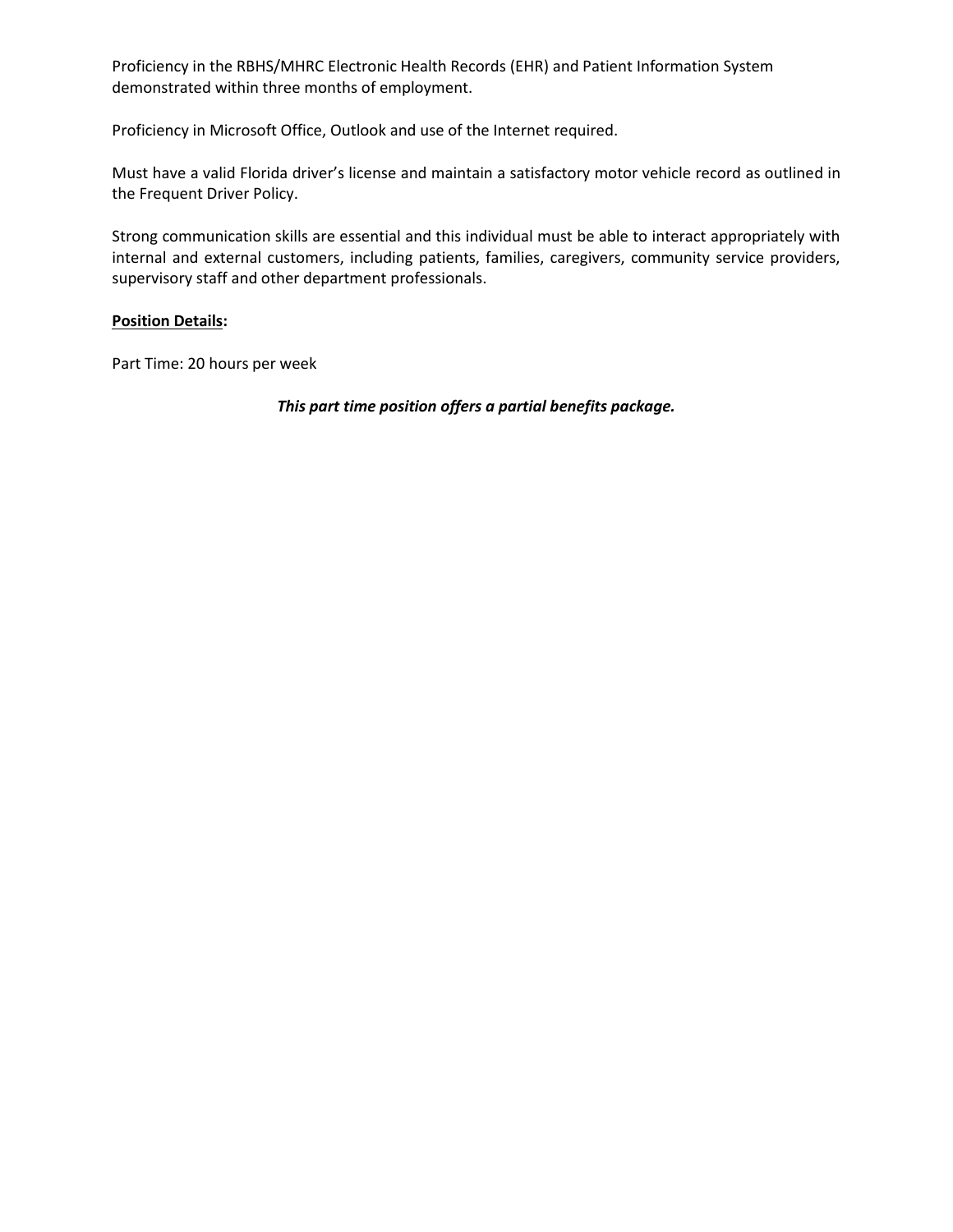Proficiency in the RBHS/MHRC Electronic Health Records (EHR) and Patient Information System demonstrated within three months of employment.

Proficiency in Microsoft Office, Outlook and use of the Internet required.

Must have a valid Florida driver's license and maintain a satisfactory motor vehicle record as outlined in the Frequent Driver Policy.

Strong communication skills are essential and this individual must be able to interact appropriately with internal and external customers, including patients, families, caregivers, community service providers, supervisory staff and other department professionals.

**Position Details:**

Part Time: 20 hours per week

***This part time position offers a partial benefits package.***